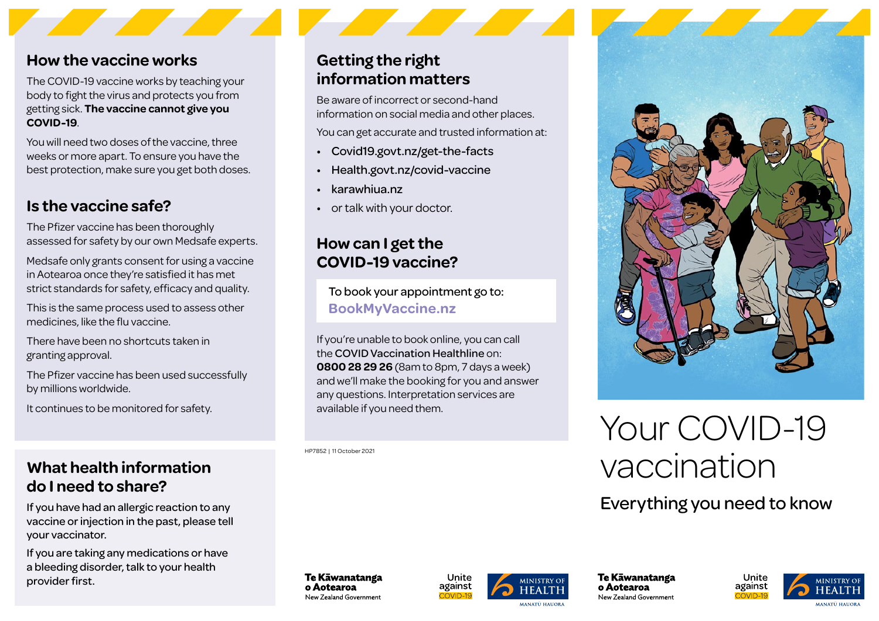## How the vaccine works

The COVID-19 vaccine works by teaching your body to fight the virus and protects you from getting sick. **The vaccine cannot give you COVID-19**.

You will need two doses of the vaccine, three weeks or more apart. To ensure you have the best protection, make sure you get both doses.

## Is the vaccine safe?

The Pfizer vaccine has been thoroughly assessed for safety by our own Medsafe experts.

Medsafe only grants consent for using a vaccine in Aotearoa once they're satisfied it has met strict standards for safety, efficacy and quality.

This is the same process used to assess other medicines, like the flu vaccine.

There have been no shortcuts taken in granting approval.

The Pfizer vaccine has been used successfully by millions worldwide.

It continues to be monitored for safety.

## What health information do I need to share?

If you have had an allergic reaction to any vaccine or injection in the past, please tell your vaccinator.

If you are taking any medications or have a bleeding disorder, talk to your health provider first.

## Getting the right information matters

Be aware of incorrect or second-hand information on social media and other places.

You can get accurate and trusted information at:

- Covid19.govt.nz/get-the-facts
- Health.govt.nz/covid-vaccine
- karawhiua.nz
- or talk with your doctor.

## How can I get the COVID-19 vaccine?

To book your appointment go to:
**BookMyVaccine.nz**

If you're unable to book online, you can call the COVID Vaccination Healthline on: **0800 28 29 26** (8am to 8pm, 7 days a week) and we'll make the booking for you and answer any questions. Interpretation services are available if you need them.

HP7852 | 11 October 2021

Te Kāwanatanga o Aotearoa
New Zealand Government

Unite against COVID-19

Ministry of Health
Manatū Hauora

# Your COVID-19 vaccination

## Everything you need to know

Te Kāwanatanga o Aotearoa
New Zealand Government

Unite against COVID-19

Ministry of Health
Manatū Hauora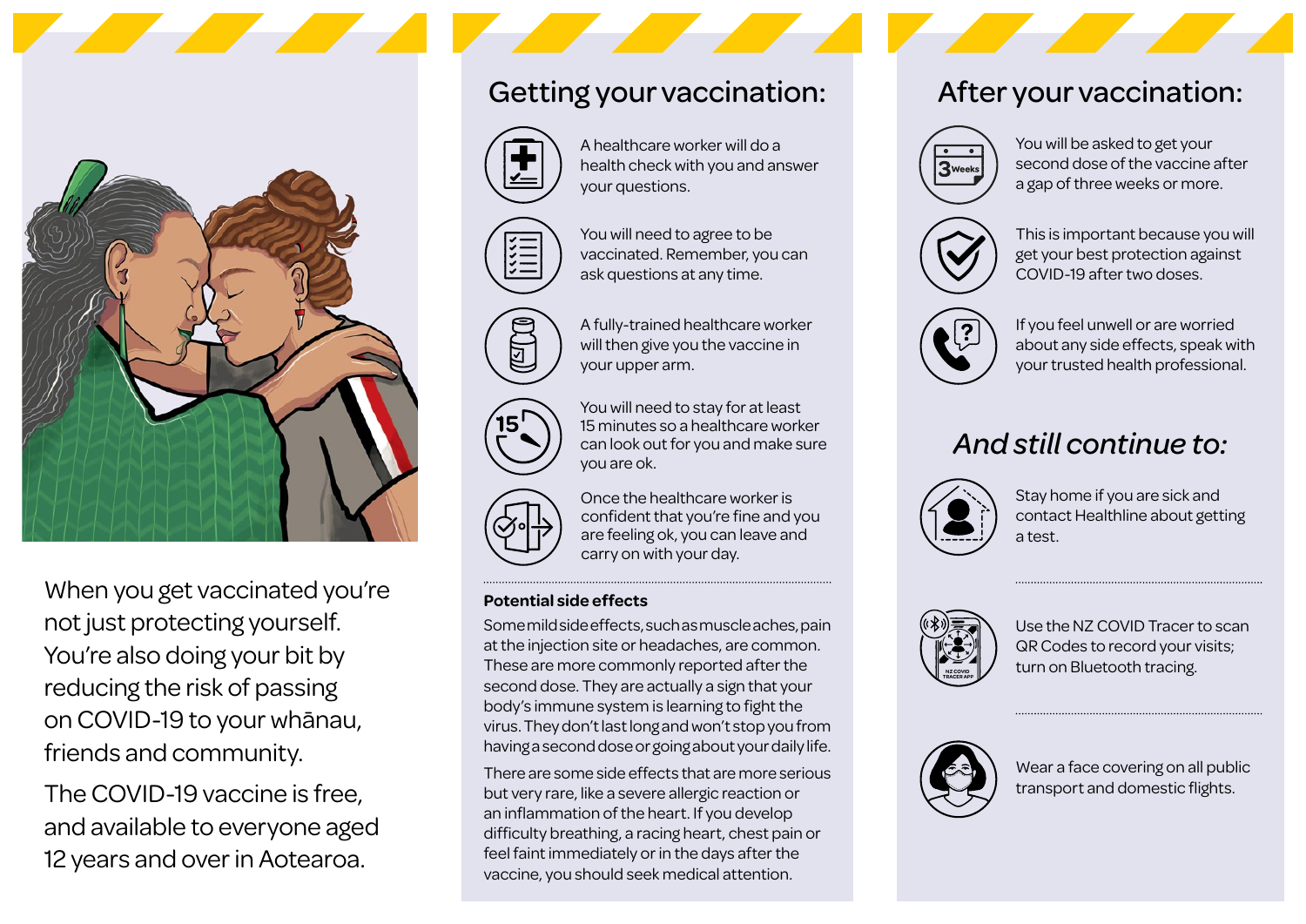When you get vaccinated you're not just protecting yourself. You're also doing your bit by reducing the risk of passing on COVID-19 to your whānau, friends and community.

The COVID-19 vaccine is free, and available to everyone aged 12 years and over in Aotearoa.

## Getting your vaccination:

- A healthcare worker will do a health check with you and answer your questions.
- You will need to agree to be vaccinated. Remember, you can ask questions at any time.
- A fully-trained healthcare worker will then give you the vaccine in your upper arm.
- You will need to stay for at least 15 minutes so a healthcare worker can look out for you and make sure you are ok.
- Once the healthcare worker is confident that you're fine and you are feeling ok, you can leave and carry on with your day.

**Potential side effects**

Some mild side effects, such as muscle aches, pain at the injection site or headaches, are common. These are more commonly reported after the second dose. They are actually a sign that your body's immune system is learning to fight the virus. They don't last long and won't stop you from having a second dose or going about your daily life.

There are some side effects that are more serious but very rare, like a severe allergic reaction or an inflammation of the heart. If you develop difficulty breathing, a racing heart, chest pain or feel faint immediately or in the days after the vaccine, you should seek medical attention.

## After your vaccination:

- You will be asked to get your second dose of the vaccine after a gap of three weeks or more.
- This is important because you will get your best protection against COVID-19 after two doses.
- If you feel unwell or are worried about any side effects, speak with your trusted health professional.

## *And still continue to:*

- Stay home if you are sick and contact Healthline about getting a test.
- Use the NZ COVID Tracer to scan QR Codes to record your visits; turn on Bluetooth tracing.
- Wear a face covering on all public transport and domestic flights.